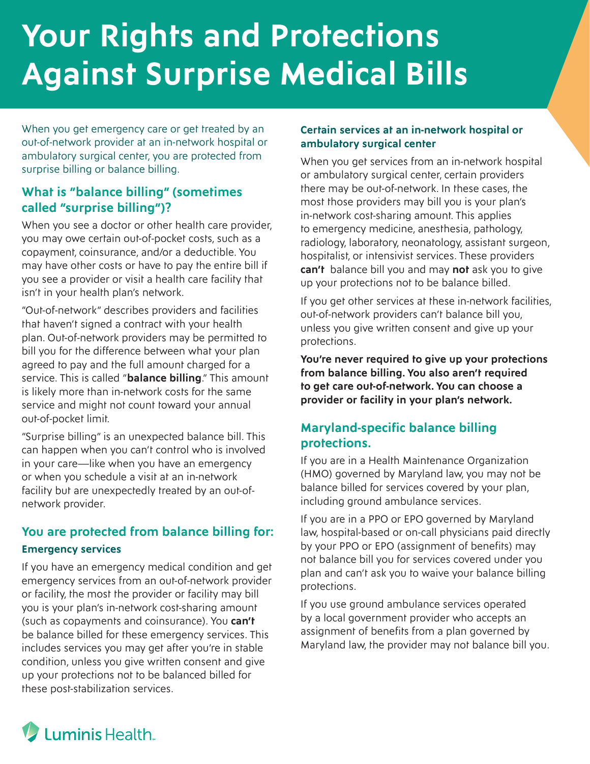# Your Rights and Protections Against Surprise Medical Bills

When you get emergency care or get treated by an out-of-network provider at an in-network hospital or ambulatory surgical center, you are protected from surprise billing or balance billing.

## What is "balance billing" (sometimes called "surprise billing")?

When you see a doctor or other health care provider, you may owe certain out-of-pocket costs, such as a copayment, coinsurance, and/or a deductible. You may have other costs or have to pay the entire bill if you see a provider or visit a health care facility that isn't in your health plan's network.

"Out-of-network" describes providers and facilities that haven't signed a contract with your health plan. Out-of-network providers may be permitted to bill you for the difference between what your plan agreed to pay and the full amount charged for a service. This is called "**balance billing**." This amount is likely more than in-network costs for the same service and might not count toward your annual out-of-pocket limit.

"Surprise billing" is an unexpected balance bill. This can happen when you can't control who is involved in your care—like when you have an emergency or when you schedule a visit at an in-network facility but are unexpectedly treated by an out-of-network provider.

## You are protected from balance billing for:

### Emergency services

If you have an emergency medical condition and get emergency services from an out-of-network provider or facility, the most the provider or facility may bill you is your plan's in-network cost-sharing amount (such as copayments and coinsurance). You **can't** be balance billed for these emergency services. This includes services you may get after you're in stable condition, unless you give written consent and give up your protections not to be balanced billed for these post-stabilization services.

### Certain services at an in-network hospital or ambulatory surgical center

When you get services from an in-network hospital or ambulatory surgical center, certain providers there may be out-of-network. In these cases, the most those providers may bill you is your plan's in-network cost-sharing amount. This applies to emergency medicine, anesthesia, pathology, radiology, laboratory, neonatology, assistant surgeon, hospitalist, or intensivist services. These providers **can't** balance bill you and may **not** ask you to give up your protections not to be balance billed.

If you get other services at these in-network facilities, out-of-network providers can't balance bill you, unless you give written consent and give up your protections.

**You're never required to give up your protections from balance billing. You also aren't required to get care out-of-network. You can choose a provider or facility in your plan's network.**

## Maryland-specific balance billing protections.

If you are in a Health Maintenance Organization (HMO) governed by Maryland law, you may not be balance billed for services covered by your plan, including ground ambulance services.

If you are in a PPO or EPO governed by Maryland law, hospital-based or on-call physicians paid directly by your PPO or EPO (assignment of benefits) may not balance bill you for services covered under you plan and can't ask you to waive your balance billing protections.

If you use ground ambulance services operated by a local government provider who accepts an assignment of benefits from a plan governed by Maryland law, the provider may not balance bill you.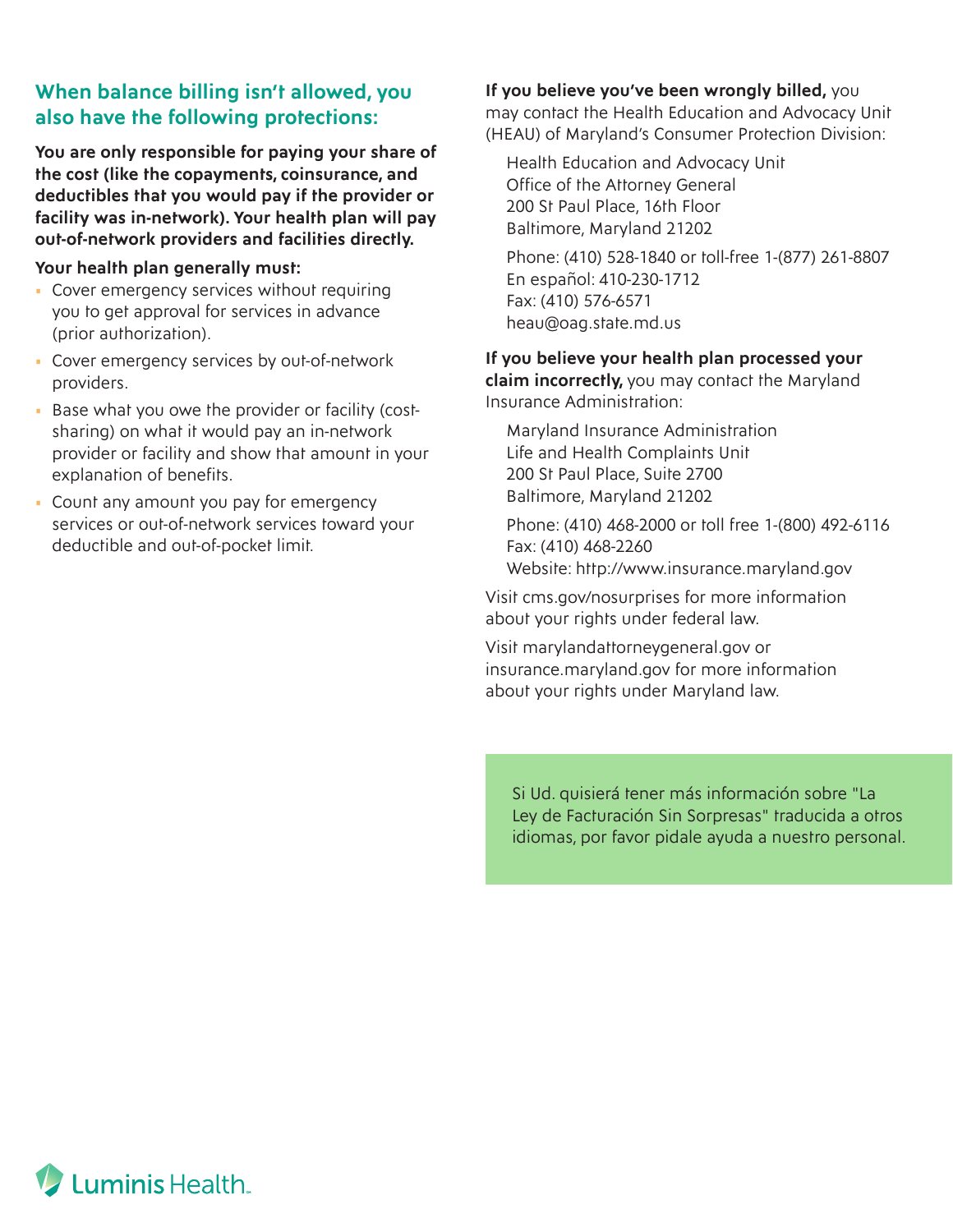## When balance billing isn't allowed, you also have the following protections:

**You are only responsible for paying your share of the cost (like the copayments, coinsurance, and deductibles that you would pay if the provider or facility was in-network). Your health plan will pay out-of-network providers and facilities directly.**

**Your health plan generally must:**

- Cover emergency services without requiring you to get approval for services in advance (prior authorization).
- Cover emergency services by out-of-network providers.
- Base what you owe the provider or facility (cost-sharing) on what it would pay an in-network provider or facility and show that amount in your explanation of benefits.
- Count any amount you pay for emergency services or out-of-network services toward your deductible and out-of-pocket limit.

**If you believe you've been wrongly billed,** you may contact the Health Education and Advocacy Unit (HEAU) of Maryland's Consumer Protection Division:

Health Education and Advocacy Unit
Office of the Attorney General
200 St Paul Place, 16th Floor
Baltimore, Maryland 21202

Phone: (410) 528-1840 or toll-free 1-(877) 261-8807
En español: 410-230-1712
Fax: (410) 576-6571
heau@oag.state.md.us

**If you believe your health plan processed your claim incorrectly,** you may contact the Maryland Insurance Administration:

Maryland Insurance Administration
Life and Health Complaints Unit
200 St Paul Place, Suite 2700
Baltimore, Maryland 21202

Phone: (410) 468-2000 or toll free 1-(800) 492-6116
Fax: (410) 468-2260
Website: http://www.insurance.maryland.gov

Visit cms.gov/nosurprises for more information about your rights under federal law.

Visit marylandattorneygeneral.gov or insurance.maryland.gov for more information about your rights under Maryland law.

Si Ud. quisierá tener más información sobre "La Ley de Facturación Sin Sorpresas" traducida a otros idiomas, por favor pidale ayuda a nuestro personal.

Luminis Health